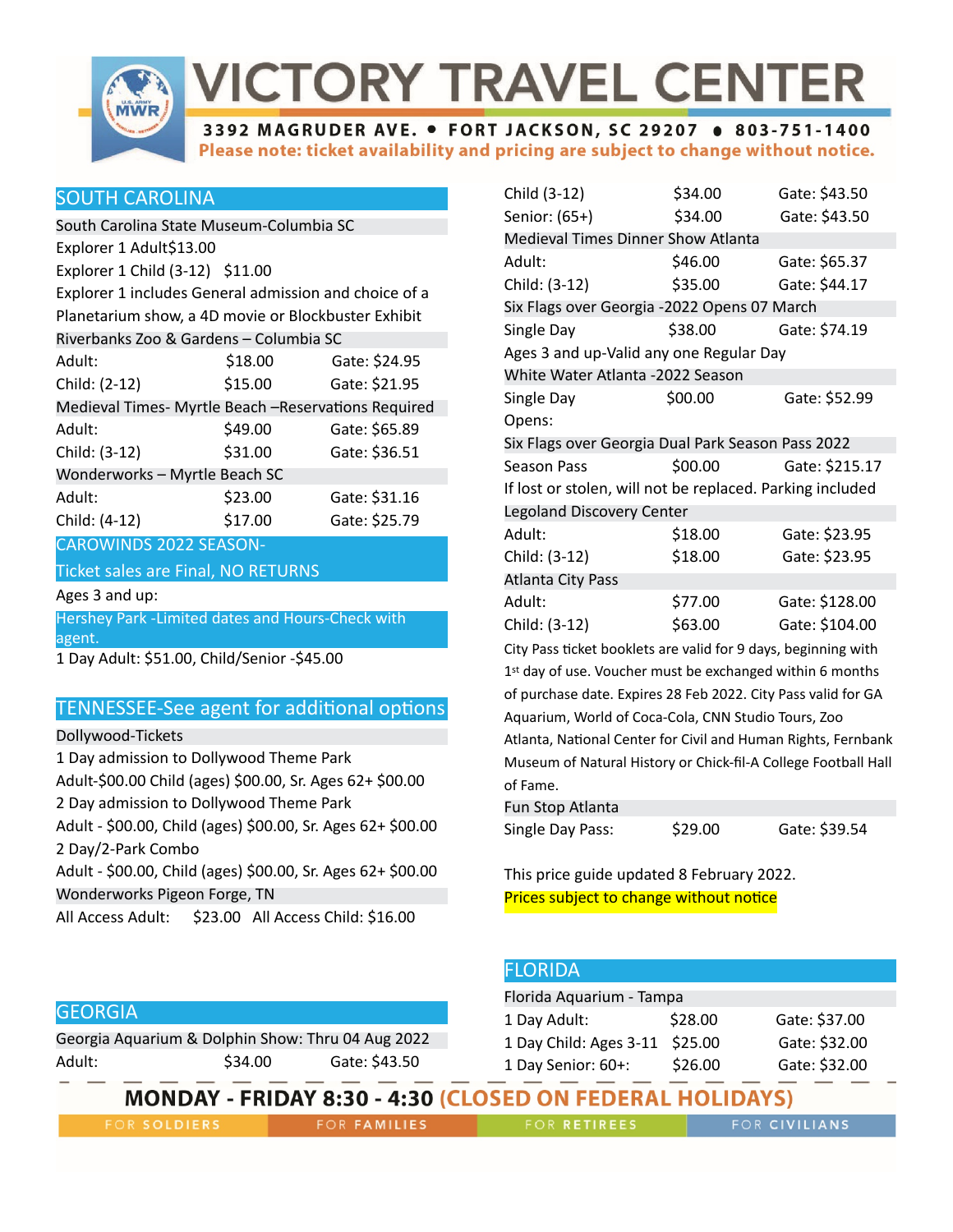# VICTORY TRAVEL CENTER

**3392 MAGRUDER AVE. • FORT JACKSON, SC 29207 • 803-751-1400**

**Please note: ticket availability and pricing are subject to change without notice.**

## SOUTH CAROLINA

**South Carolina State Museum-Columbia SC**

Explorer 1 Adult$13.00

Explorer 1 Child (3-12) $11.00

Explorer 1 includes General admission and choice of a Planetarium show, a 4D movie or Blockbuster Exhibit

**Riverbanks Zoo & Gardens – Columbia SC**

| | | |
|---|---|---|
| Adult: | $18.00 | Gate: $24.95 |
| Child: (2-12) | $15.00 | Gate: $21.95 |

**Medieval Times- Myrtle Beach –Reservations Required**

| | | |
|---|---|---|
| Adult: | $49.00 | Gate: $65.89 |
| Child: (3-12) | $31.00 | Gate: $36.51 |

**Wonderworks – Myrtle Beach SC**

| | | |
|---|---|---|
| Adult: | $23.00 | Gate: $31.16 |
| Child: (4-12) | $17.00 | Gate: $25.79 |

## CAROWINDS 2022 SEASON-

## Ticket sales are Final, NO RETURNS

Ages 3 and up:

### Hershey Park -Limited dates and Hours-Check with agent.

1 Day Adult: $51.00, Child/Senior -$45.00

## TENNESSEE-See agent for additional options

**Dollywood-Tickets**

1 Day admission to Dollywood Theme Park

Adult-$00.00 Child (ages) $00.00, Sr. Ages 62+ $00.00

2 Day admission to Dollywood Theme Park

Adult - $00.00, Child (ages) $00.00, Sr. Ages 62+ $00.00

2 Day/2-Park Combo

Adult - $00.00, Child (ages) $00.00, Sr. Ages 62+ $00.00

**Wonderworks Pigeon Forge, TN**

All Access Adult: $23.00 All Access Child: $16.00

## GEORGIA

**Georgia Aquarium & Dolphin Show: Thru 04 Aug 2022**

| | | |
|---|---|---|
| Adult: | $34.00 | Gate: $43.50 |
| Child (3-12) | $34.00 | Gate: $43.50 |
| Senior: (65+) | $34.00 | Gate: $43.50 |

**Medieval Times Dinner Show Atlanta**

| | | |
|---|---|---|
| Adult: | $46.00 | Gate: $65.37 |
| Child: (3-12) | $35.00 | Gate: $44.17 |

**Six Flags over Georgia -2022 Opens 07 March**

| | | |
|---|---|---|
| Single Day | $38.00 | Gate: $74.19 |

Ages 3 and up-Valid any one Regular Day

**White Water Atlanta -2022 Season**

| | | |
|---|---|---|
| Single Day | $00.00 | Gate: $52.99 |

Opens:

**Six Flags over Georgia Dual Park Season Pass 2022**

| | | |
|---|---|---|
| Season Pass | $00.00 | Gate: $215.17 |

If lost or stolen, will not be replaced. Parking included

**Legoland Discovery Center**

| | | |
|---|---|---|
| Adult: | $18.00 | Gate: $23.95 |
| Child: (3-12) | $18.00 | Gate: $23.95 |

**Atlanta City Pass**

| | | |
|---|---|---|
| Adult: | $77.00 | Gate: $128.00 |
| Child: (3-12) | $63.00 | Gate: $104.00 |

City Pass ticket booklets are valid for 9 days, beginning with 1st day of use. Voucher must be exchanged within 6 months of purchase date. Expires 28 Feb 2022. City Pass valid for GA Aquarium, World of Coca-Cola, CNN Studio Tours, Zoo Atlanta, National Center for Civil and Human Rights, Fernbank Museum of Natural History or Chick-fil-A College Football Hall of Fame.

**Fun Stop Atlanta**

| | | |
|---|---|---|
| Single Day Pass: | $29.00 | Gate: $39.54 |

This price guide updated 8 February 2022.

Prices subject to change without notice

## FLORIDA

**Florida Aquarium - Tampa**

| | | |
|---|---|---|
| 1 Day Adult: | $28.00 | Gate: $37.00 |
| 1 Day Child: Ages 3-11 | $25.00 | Gate: $32.00 |
| 1 Day Senior: 60+: | $26.00 | Gate: $32.00 |

**MONDAY - FRIDAY 8:30 - 4:30 (CLOSED ON FEDERAL HOLIDAYS)**

FOR SOLDIERS | FOR FAMILIES | FOR RETIREES | FOR CIVILIANS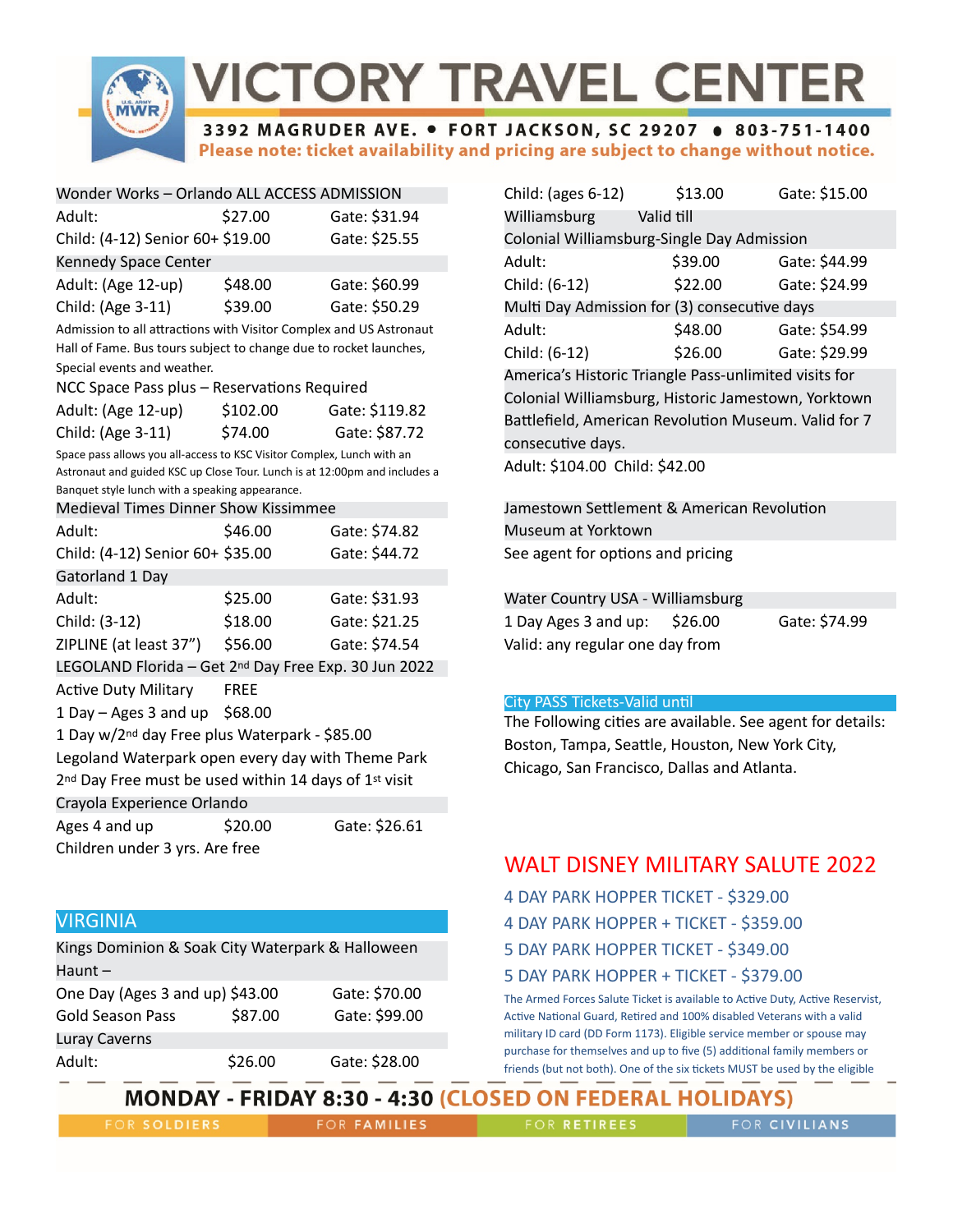# VICTORY TRAVEL CENTER

**3392 MAGRUDER AVE. • FORT JACKSON, SC 29207 • 803-751-1400**

**Please note: ticket availability and pricing are subject to change without notice.**

| Wonder Works – Orlando ALL ACCESS ADMISSION | | |
|---|---|---|
| Adult: | $27.00 | Gate: $31.94 |
| Child: (4-12) Senior 60+ | $19.00 | Gate: $25.55 |

| Kennedy Space Center | | |
|---|---|---|
| Adult: (Age 12-up) | $48.00 | Gate: $60.99 |
| Child: (Age 3-11) | $39.00 | Gate: $50.29 |

Admission to all attractions with Visitor Complex and US Astronaut Hall of Fame. Bus tours subject to change due to rocket launches, Special events and weather.

| NCC Space Pass plus – Reservations Required | | |
|---|---|---|
| Adult: (Age 12-up) | $102.00 | Gate: $119.82 |
| Child: (Age 3-11) | $74.00 | Gate: $87.72 |

Space pass allows you all-access to KSC Visitor Complex, Lunch with an Astronaut and guided KSC up Close Tour. Lunch is at 12:00pm and includes a Banquet style lunch with a speaking appearance.

| Medieval Times Dinner Show Kissimmee | | |
|---|---|---|
| Adult: | $46.00 | Gate: $74.82 |
| Child: (4-12) Senior 60+ | $35.00 | Gate: $44.72 |

| Gatorland 1 Day | | |
|---|---|---|
| Adult: | $25.00 | Gate: $31.93 |
| Child: (3-12) | $18.00 | Gate: $21.25 |
| ZIPLINE (at least 37") | $56.00 | Gate: $74.54 |

LEGOLAND Florida – Get 2nd Day Free Exp. 30 Jun 2022

Active Duty Military FREE

1 Day – Ages 3 and up $68.00

1 Day w/2nd day Free plus Waterpark - $85.00

Legoland Waterpark open every day with Theme Park

2nd Day Free must be used within 14 days of 1st visit

| Crayola Experience Orlando | | |
|---|---|---|
| Ages 4 and up | $20.00 | Gate: $26.61 |

Children under 3 yrs. Are free

## VIRGINIA

| Kings Dominion & Soak City Waterpark & Halloween Haunt – | | |
|---|---|---|
| One Day (Ages 3 and up) | $43.00 | Gate: $70.00 |
| Gold Season Pass | $87.00 | Gate: $99.00 |

| Luray Caverns | | |
|---|---|---|
| Adult: | $26.00 | Gate: $28.00 |
| Child: (ages 6-12) | $13.00 | Gate: $15.00 |

Williamsburg Valid till

| Colonial Williamsburg-Single Day Admission | | |
|---|---|---|
| Adult: | $39.00 | Gate: $44.99 |
| Child: (6-12) | $22.00 | Gate: $24.99 |

| Multi Day Admission for (3) consecutive days | | |
|---|---|---|
| Adult: | $48.00 | Gate: $54.99 |
| Child: (6-12) | $26.00 | Gate: $29.99 |

America's Historic Triangle Pass-unlimited visits for Colonial Williamsburg, Historic Jamestown, Yorktown Battlefield, American Revolution Museum. Valid for 7 consecutive days.

Adult: $104.00 Child: $42.00

Jamestown Settlement & American Revolution Museum at Yorktown

See agent for options and pricing

| Water Country USA - Williamsburg | | |
|---|---|---|
| 1 Day Ages 3 and up: | $26.00 | Gate: $74.99 |

Valid: any regular one day from

## City PASS Tickets-Valid until

The Following cities are available. See agent for details: Boston, Tampa, Seattle, Houston, New York City, Chicago, San Francisco, Dallas and Atlanta.

## WALT DISNEY MILITARY SALUTE 2022

4 DAY PARK HOPPER TICKET - $329.00

4 DAY PARK HOPPER + TICKET - $359.00

5 DAY PARK HOPPER TICKET - $349.00

5 DAY PARK HOPPER + TICKET - $379.00

The Armed Forces Salute Ticket is available to Active Duty, Active Reservist, Active National Guard, Retired and 100% disabled Veterans with a valid military ID card (DD Form 1173). Eligible service member or spouse may purchase for themselves and up to five (5) additional family members or friends (but not both). One of the six tickets MUST be used by the eligible

**MONDAY - FRIDAY 8:30 - 4:30 (CLOSED ON FEDERAL HOLIDAYS)**

FOR SOLDIERS | FOR FAMILIES | FOR RETIREES | FOR CIVILIANS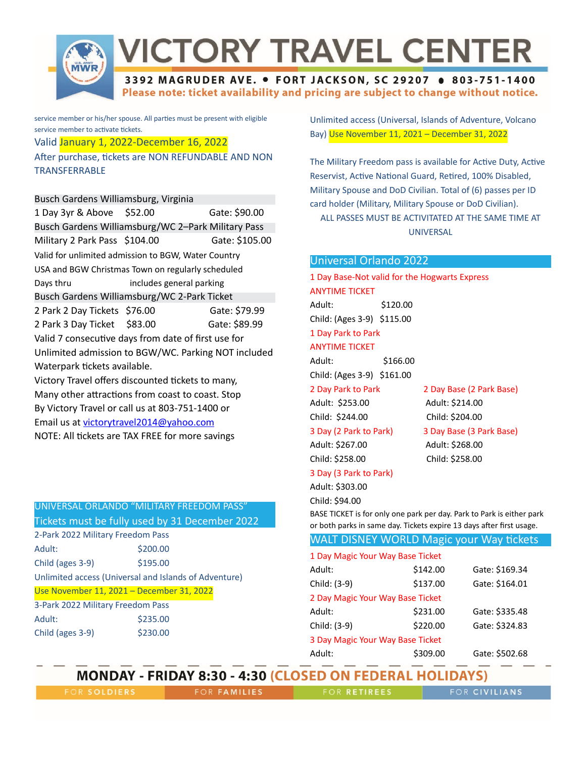# VICTORY TRAVEL CENTER

**3392 MAGRUDER AVE. • FORT JACKSON, SC 29207 • 803-751-1400**

**Please note: ticket availability and pricing are subject to change without notice.**

service member or his/her spouse. All parties must be present with eligible service member to activate tickets.

Valid January 1, 2022-December 16, 2022

After purchase, tickets are NON REFUNDABLE AND NON TRANSFERRABLE

| Busch Gardens Williamsburg, Virginia | | |
|---|---|---|
| 1 Day 3yr & Above | $52.00 | Gate: $90.00 |
| **Busch Gardens Williamsburg/WC 2–Park Military Pass** | | |
| Military 2 Park Pass | $104.00 | Gate: $105.00 |

Valid for unlimited admission to BGW, Water Country USA and BGW Christmas Town on regularly scheduled Days thru includes general parking

| Busch Gardens Williamsburg/WC 2-Park Ticket | | |
|---|---|---|
| 2 Park 2 Day Tickets | $76.00 | Gate: $79.99 |
| 2 Park 3 Day Ticket | $83.00 | Gate: $89.99 |

Valid 7 consecutive days from date of first use for Unlimited admission to BGW/WC. Parking NOT included

Waterpark tickets available.

Victory Travel offers discounted tickets to many, Many other attractions from coast to coast. Stop By Victory Travel or call us at 803-751-1400 or Email us at victorytravel2014@yahoo.com

NOTE: All tickets are TAX FREE for more savings

## UNIVERSAL ORLANDO "MILITARY FREEDOM PASS"

## Tickets must be fully used by 31 December 2022

**2-Park 2022 Military Freedom Pass**

| | |
|---|---|
| Adult: | $200.00 |
| Child (ages 3-9) | $195.00 |

Unlimited access (Universal and Islands of Adventure)

Use November 11, 2021 – December 31, 2022

**3-Park 2022 Military Freedom Pass**

| | |
|---|---|
| Adult: | $235.00 |
| Child (ages 3-9) | $230.00 |

Unlimited access (Universal, Islands of Adventure, Volcano Bay) Use November 11, 2021 – December 31, 2022

The Military Freedom pass is available for Active Duty, Active Reservist, Active National Guard, Retired, 100% Disabled, Military Spouse and DoD Civilian. Total of (6) passes per ID card holder (Military, Military Spouse or DoD Civilian).

ALL PASSES MUST BE ACTIVITATED AT THE SAME TIME AT UNIVERSAL

## Universal Orlando 2022

**1 Day Base-Not valid for the Hogwarts Express**
**ANYTIME TICKET**

| | |
|---|---|
| Adult: | $120.00 |
| Child: (Ages 3-9) | $115.00 |

**1 Day Park to Park**
**ANYTIME TICKET**

| | |
|---|---|
| Adult: | $166.00 |
| Child: (Ages 3-9) | $161.00 |

| 2 Day Park to Park | 2 Day Base (2 Park Base) |
|---|---|
| Adult: $253.00 | Adult: $214.00 |
| Child: $244.00 | Child: $204.00 |
| **3 Day (2 Park to Park)** | **3 Day Base (3 Park Base)** |
| Adult: $267.00 | Adult: $268.00 |
| Child: $258.00 | Child: $258.00 |

**3 Day (3 Park to Park)**

Adult: $303.00

Child: $94.00

BASE TICKET is for only one park per day. Park to Park is either park or both parks in same day. Tickets expire 13 days after first usage.

## WALT DISNEY WORLD Magic your Way tickets

| | | |
|---|---|---|
| **1 Day Magic Your Way Base Ticket** | | |
| Adult: | $142.00 | Gate: $169.34 |
| Child: (3-9) | $137.00 | Gate: $164.01 |
| **2 Day Magic Your Way Base Ticket** | | |
| Adult: | $231.00 | Gate: $335.48 |
| Child: (3-9) | $220.00 | Gate: $324.83 |
| **3 Day Magic Your Way Base Ticket** | | |
| Adult: | $309.00 | Gate: $502.68 |

**MONDAY - FRIDAY 8:30 - 4:30 (CLOSED ON FEDERAL HOLIDAYS)**

FOR SOLDIERS | FOR FAMILIES | FOR RETIREES | FOR CIVILIANS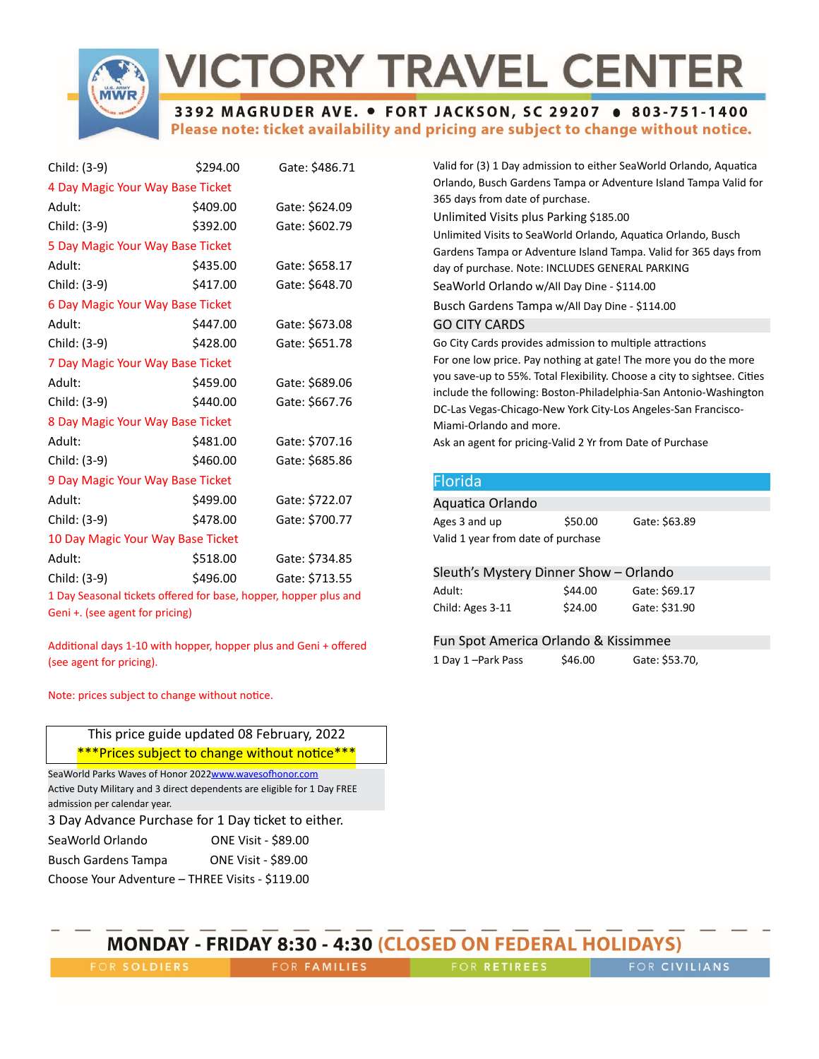# VICTORY TRAVEL CENTER

**3392 MAGRUDER AVE. • FORT JACKSON, SC 29207 • 803-751-1400**

**Please note: ticket availability and pricing are subject to change without notice.**

| | | |
|---|---|---|
| Child: (3-9) | $294.00 | Gate: $486.71 |
| 4 Day Magic Your Way Base Ticket | | |
| Adult: | $409.00 | Gate: $624.09 |
| Child: (3-9) | $392.00 | Gate: $602.79 |
| 5 Day Magic Your Way Base Ticket | | |
| Adult: | $435.00 | Gate: $658.17 |
| Child: (3-9) | $417.00 | Gate: $648.70 |
| 6 Day Magic Your Way Base Ticket | | |
| Adult: | $447.00 | Gate: $673.08 |
| Child: (3-9) | $428.00 | Gate: $651.78 |
| 7 Day Magic Your Way Base Ticket | | |
| Adult: | $459.00 | Gate: $689.06 |
| Child: (3-9) | $440.00 | Gate: $667.76 |
| 8 Day Magic Your Way Base Ticket | | |
| Adult: | $481.00 | Gate: $707.16 |
| Child: (3-9) | $460.00 | Gate: $685.86 |
| 9 Day Magic Your Way Base Ticket | | |
| Adult: | $499.00 | Gate: $722.07 |
| Child: (3-9) | $478.00 | Gate: $700.77 |
| 10 Day Magic Your Way Base Ticket | | |
| Adult: | $518.00 | Gate: $734.85 |
| Child: (3-9) | $496.00 | Gate: $713.55 |

1 Day Seasonal tickets offered for base, hopper, hopper plus and Geni +. (see agent for pricing)

Additional days 1-10 with hopper, hopper plus and Geni + offered (see agent for pricing).

Note: prices subject to change without notice.

This price guide updated 08 February, 2022

***Prices subject to change without notice***

SeaWorld Parks Waves of Honor 2022www.wavesofhonor.com

Active Duty Military and 3 direct dependents are eligible for 1 Day FREE admission per calendar year.

3 Day Advance Purchase for 1 Day ticket to either.

SeaWorld Orlando ONE Visit - $89.00

Busch Gardens Tampa ONE Visit - $89.00

Choose Your Adventure – THREE Visits - $119.00

Valid for (3) 1 Day admission to either SeaWorld Orlando, Aquatica Orlando, Busch Gardens Tampa or Adventure Island Tampa Valid for 365 days from date of purchase.

Unlimited Visits plus Parking $185.00

Unlimited Visits to SeaWorld Orlando, Aquatica Orlando, Busch Gardens Tampa or Adventure Island Tampa. Valid for 365 days from day of purchase. Note: INCLUDES GENERAL PARKING

SeaWorld Orlando w/All Day Dine - $114.00

Busch Gardens Tampa w/All Day Dine - $114.00

## GO CITY CARDS

Go City Cards provides admission to multiple attractions

For one low price. Pay nothing at gate! The more you do the more you save-up to 55%. Total Flexibility. Choose a city to sightsee. Cities include the following: Boston-Philadelphia-San Antonio-Washington DC-Las Vegas-Chicago-New York City-Los Angeles-San Francisco-Miami-Orlando and more.

Ask an agent for pricing-Valid 2 Yr from Date of Purchase

## Florida

### Aquatica Orlando

| | | |
|---|---|---|
| Ages 3 and up | $50.00 | Gate: $63.89 |

Valid 1 year from date of purchase

### Sleuth's Mystery Dinner Show – Orlando

| | | |
|---|---|---|
| Adult: | $44.00 | Gate: $69.17 |
| Child: Ages 3-11 | $24.00 | Gate: $31.90 |

### Fun Spot America Orlando & Kissimmee

| | | |
|---|---|---|
| 1 Day 1 –Park Pass | $46.00 | Gate: $53.70, |

**MONDAY - FRIDAY 8:30 - 4:30 (CLOSED ON FEDERAL HOLIDAYS)**

FOR SOLDIERS FOR FAMILIES FOR RETIREES FOR CIVILIANS